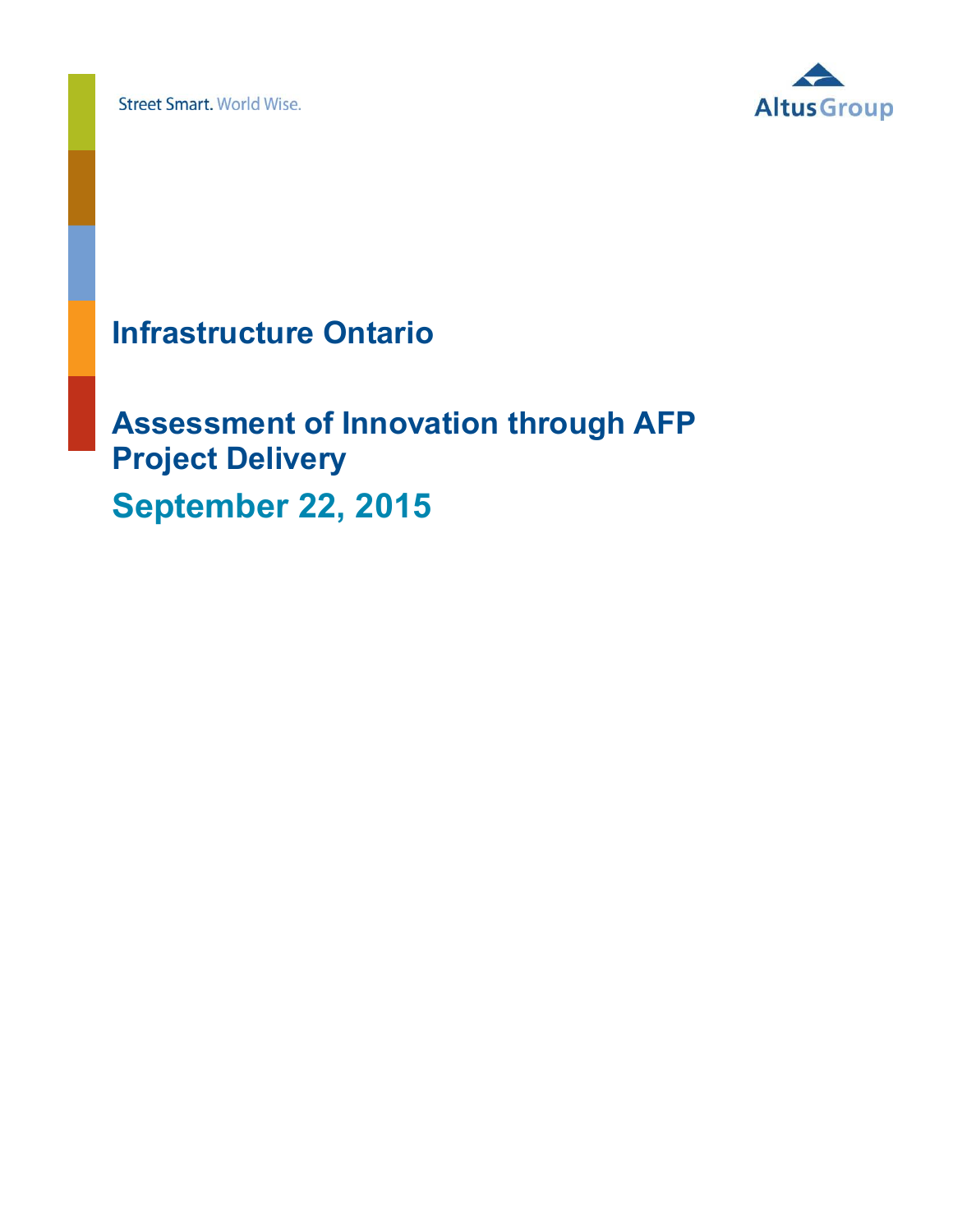Street Smart. World Wise.

Altus Group

# Infrastructure Ontario

# Assessment of Innovation through AFP Project Delivery

## September 22, 2015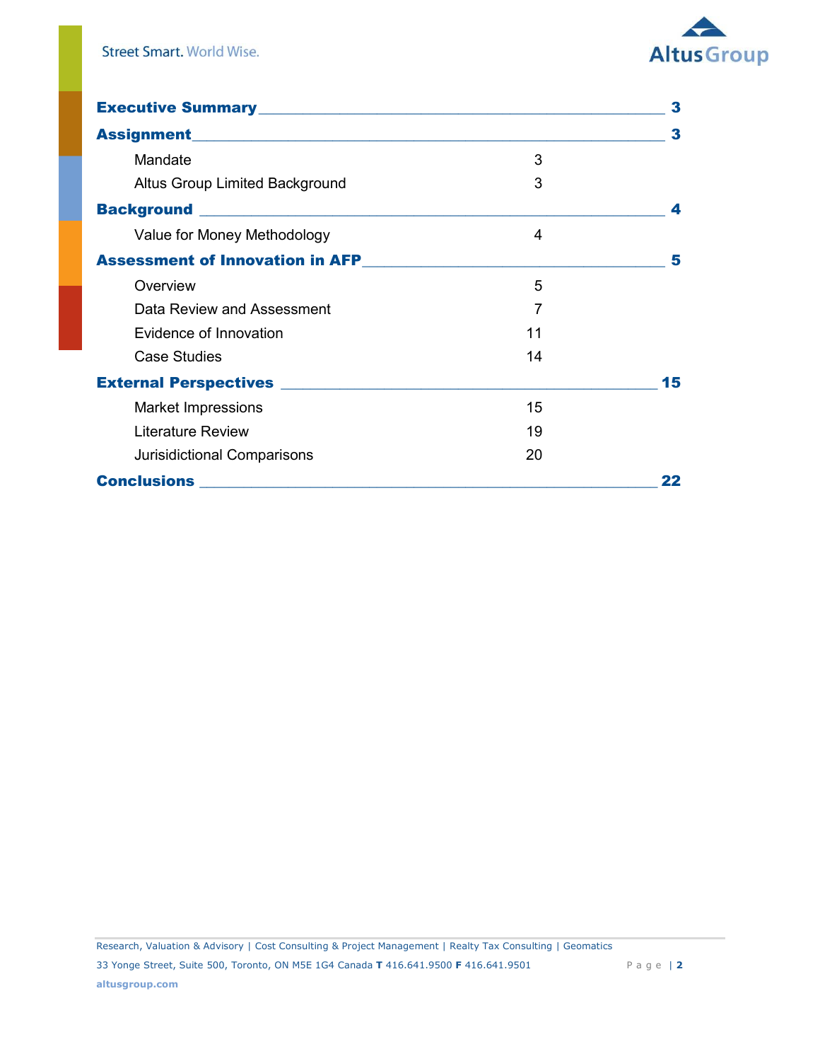| Section | Page |
|---|---|
| **Executive Summary** | **3** |
| **Assignment** | **3** |
| Mandate | 3 |
| Altus Group Limited Background | 3 |
| **Background** | **4** |
| Value for Money Methodology | 4 |
| **Assessment of Innovation in AFP** | **5** |
| Overview | 5 |
| Data Review and Assessment | 7 |
| Evidence of Innovation | 11 |
| Case Studies | 14 |
| **External Perspectives** | **15** |
| Market Impressions | 15 |
| Literature Review | 19 |
| Jurisidictional Comparisons | 20 |
| **Conclusions** | **22** |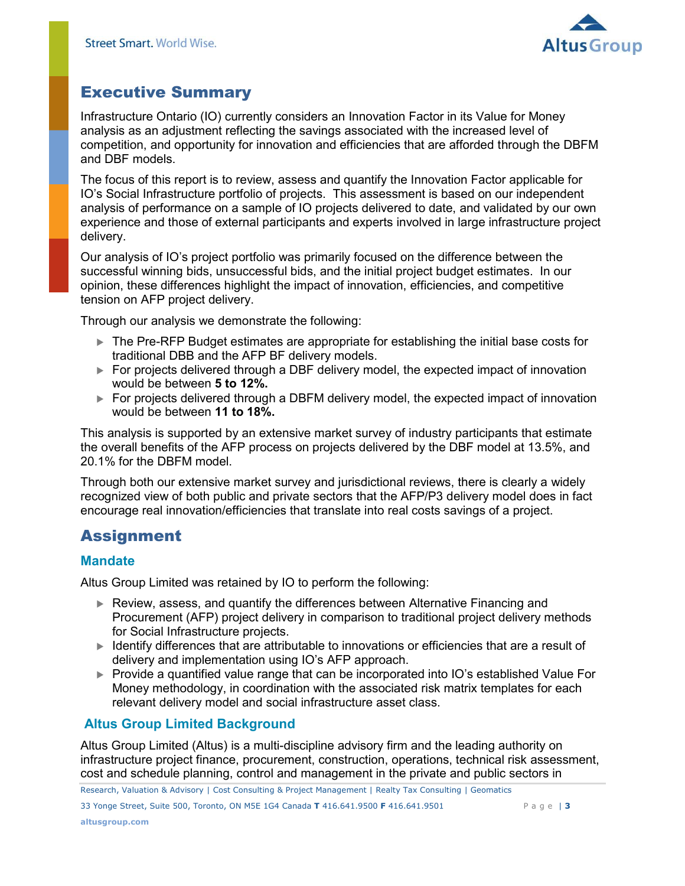## Executive Summary

Infrastructure Ontario (IO) currently considers an Innovation Factor in its Value for Money analysis as an adjustment reflecting the savings associated with the increased level of competition, and opportunity for innovation and efficiencies that are afforded through the DBFM and DBF models.

The focus of this report is to review, assess and quantify the Innovation Factor applicable for IO's Social Infrastructure portfolio of projects. This assessment is based on our independent analysis of performance on a sample of IO projects delivered to date, and validated by our own experience and those of external participants and experts involved in large infrastructure project delivery.

Our analysis of IO's project portfolio was primarily focused on the difference between the successful winning bids, unsuccessful bids, and the initial project budget estimates. In our opinion, these differences highlight the impact of innovation, efficiencies, and competitive tension on AFP project delivery.

Through our analysis we demonstrate the following:

- The Pre-RFP Budget estimates are appropriate for establishing the initial base costs for traditional DBB and the AFP BF delivery models.
- For projects delivered through a DBF delivery model, the expected impact of innovation would be between **5 to 12%.**
- For projects delivered through a DBFM delivery model, the expected impact of innovation would be between **11 to 18%.**

This analysis is supported by an extensive market survey of industry participants that estimate the overall benefits of the AFP process on projects delivered by the DBF model at 13.5%, and 20.1% for the DBFM model.

Through both our extensive market survey and jurisdictional reviews, there is clearly a widely recognized view of both public and private sectors that the AFP/P3 delivery model does in fact encourage real innovation/efficiencies that translate into real costs savings of a project.

## Assignment

### Mandate

Altus Group Limited was retained by IO to perform the following:

- Review, assess, and quantify the differences between Alternative Financing and Procurement (AFP) project delivery in comparison to traditional project delivery methods for Social Infrastructure projects.
- Identify differences that are attributable to innovations or efficiencies that are a result of delivery and implementation using IO's AFP approach.
- Provide a quantified value range that can be incorporated into IO's established Value For Money methodology, in coordination with the associated risk matrix templates for each relevant delivery model and social infrastructure asset class.

### Altus Group Limited Background

Altus Group Limited (Altus) is a multi-discipline advisory firm and the leading authority on infrastructure project finance, procurement, construction, operations, technical risk assessment, cost and schedule planning, control and management in the private and public sectors in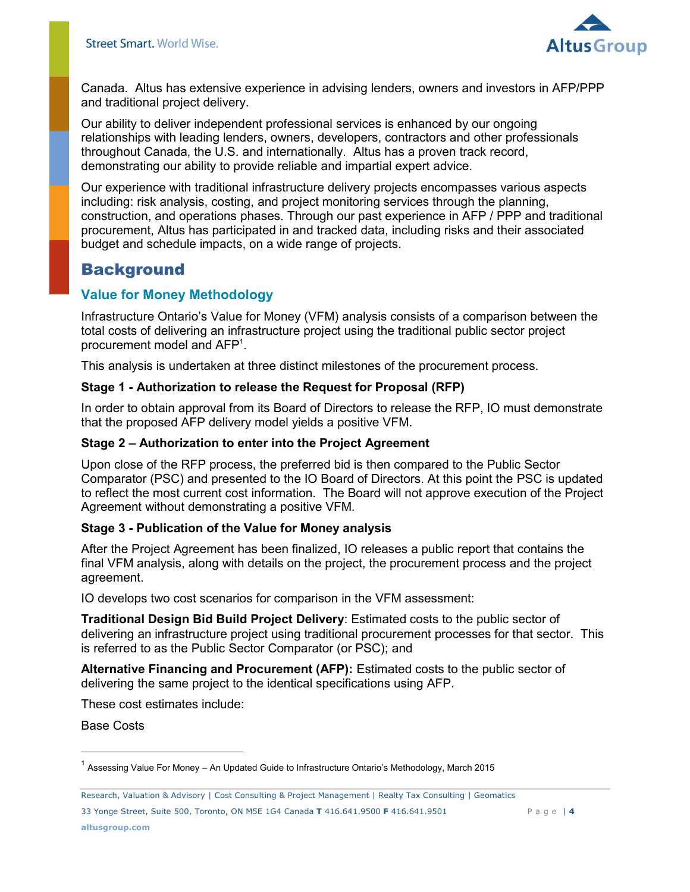Canada. Altus has extensive experience in advising lenders, owners and investors in AFP/PPP and traditional project delivery.

Our ability to deliver independent professional services is enhanced by our ongoing relationships with leading lenders, owners, developers, contractors and other professionals throughout Canada, the U.S. and internationally. Altus has a proven track record, demonstrating our ability to provide reliable and impartial expert advice.

Our experience with traditional infrastructure delivery projects encompasses various aspects including: risk analysis, costing, and project monitoring services through the planning, construction, and operations phases. Through our past experience in AFP / PPP and traditional procurement, Altus has participated in and tracked data, including risks and their associated budget and schedule impacts, on a wide range of projects.

# Background

## Value for Money Methodology

Infrastructure Ontario's Value for Money (VFM) analysis consists of a comparison between the total costs of delivering an infrastructure project using the traditional public sector project procurement model and AFP[1].

This analysis is undertaken at three distinct milestones of the procurement process.

### Stage 1 - Authorization to release the Request for Proposal (RFP)

In order to obtain approval from its Board of Directors to release the RFP, IO must demonstrate that the proposed AFP delivery model yields a positive VFM.

### Stage 2 – Authorization to enter into the Project Agreement

Upon close of the RFP process, the preferred bid is then compared to the Public Sector Comparator (PSC) and presented to the IO Board of Directors. At this point the PSC is updated to reflect the most current cost information. The Board will not approve execution of the Project Agreement without demonstrating a positive VFM.

### Stage 3 - Publication of the Value for Money analysis

After the Project Agreement has been finalized, IO releases a public report that contains the final VFM analysis, along with details on the project, the procurement process and the project agreement.

IO develops two cost scenarios for comparison in the VFM assessment:

**Traditional Design Bid Build Project Delivery**: Estimated costs to the public sector of delivering an infrastructure project using traditional procurement processes for that sector. This is referred to as the Public Sector Comparator (or PSC); and

**Alternative Financing and Procurement (AFP):** Estimated costs to the public sector of delivering the same project to the identical specifications using AFP.

These cost estimates include:

Base Costs

[1] Assessing Value For Money – An Updated Guide to Infrastructure Ontario's Methodology, March 2015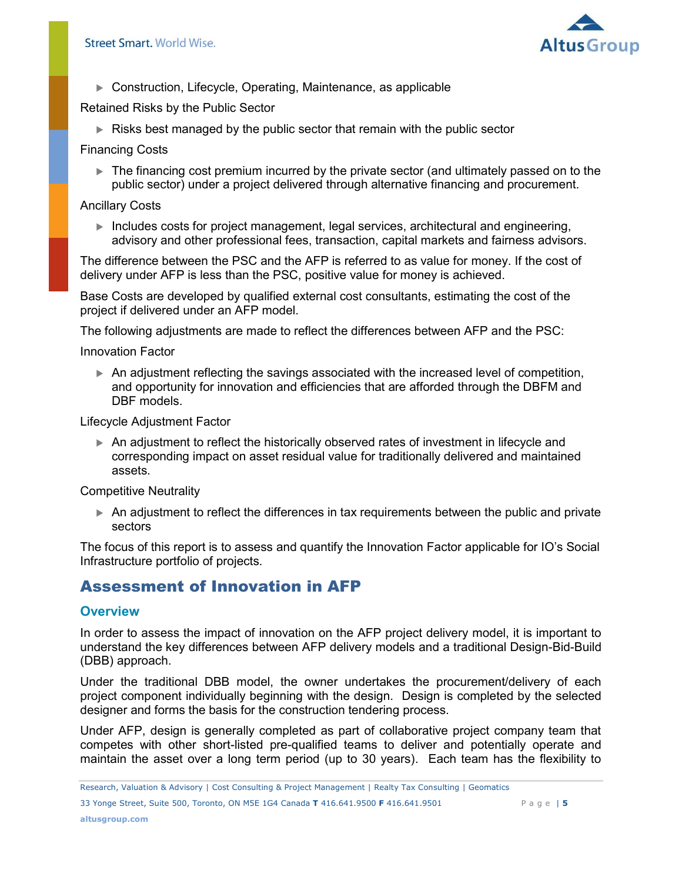- Construction, Lifecycle, Operating, Maintenance, as applicable

Retained Risks by the Public Sector

- Risks best managed by the public sector that remain with the public sector

Financing Costs

- The financing cost premium incurred by the private sector (and ultimately passed on to the public sector) under a project delivered through alternative financing and procurement.

Ancillary Costs

- Includes costs for project management, legal services, architectural and engineering, advisory and other professional fees, transaction, capital markets and fairness advisors.

The difference between the PSC and the AFP is referred to as value for money. If the cost of delivery under AFP is less than the PSC, positive value for money is achieved.

Base Costs are developed by qualified external cost consultants, estimating the cost of the project if delivered under an AFP model.

The following adjustments are made to reflect the differences between AFP and the PSC:

Innovation Factor

- An adjustment reflecting the savings associated with the increased level of competition, and opportunity for innovation and efficiencies that are afforded through the DBFM and DBF models.

Lifecycle Adjustment Factor

- An adjustment to reflect the historically observed rates of investment in lifecycle and corresponding impact on asset residual value for traditionally delivered and maintained assets.

Competitive Neutrality

- An adjustment to reflect the differences in tax requirements between the public and private sectors

The focus of this report is to assess and quantify the Innovation Factor applicable for IO's Social Infrastructure portfolio of projects.

## Assessment of Innovation in AFP

### Overview

In order to assess the impact of innovation on the AFP project delivery model, it is important to understand the key differences between AFP delivery models and a traditional Design-Bid-Build (DBB) approach.

Under the traditional DBB model, the owner undertakes the procurement/delivery of each project component individually beginning with the design. Design is completed by the selected designer and forms the basis for the construction tendering process.

Under AFP, design is generally completed as part of collaborative project company team that competes with other short-listed pre-qualified teams to deliver and potentially operate and maintain the asset over a long term period (up to 30 years). Each team has the flexibility to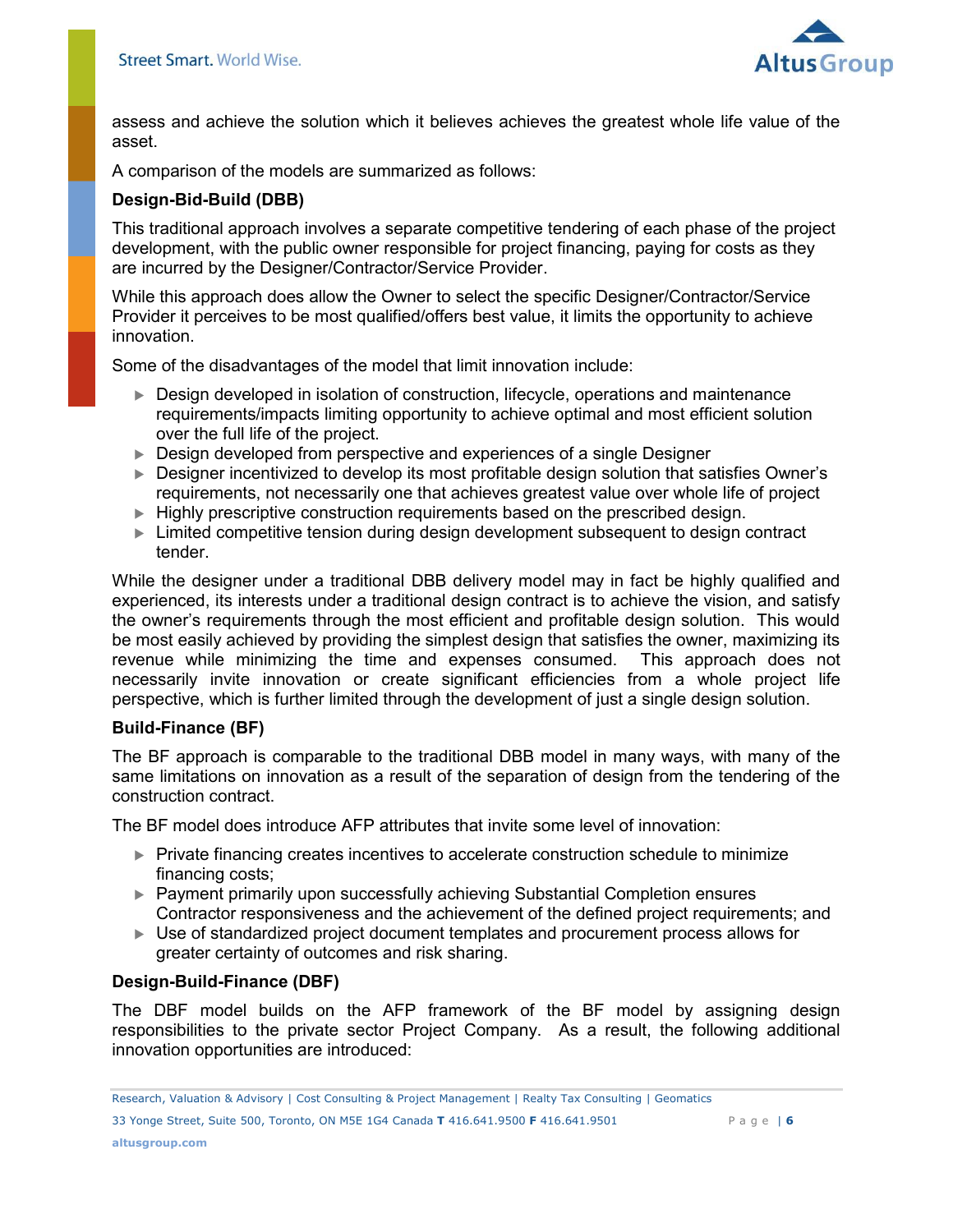assess and achieve the solution which it believes achieves the greatest whole life value of the asset.

A comparison of the models are summarized as follows:

**Design-Bid-Build (DBB)**

This traditional approach involves a separate competitive tendering of each phase of the project development, with the public owner responsible for project financing, paying for costs as they are incurred by the Designer/Contractor/Service Provider.

While this approach does allow the Owner to select the specific Designer/Contractor/Service Provider it perceives to be most qualified/offers best value, it limits the opportunity to achieve innovation.

Some of the disadvantages of the model that limit innovation include:

- Design developed in isolation of construction, lifecycle, operations and maintenance requirements/impacts limiting opportunity to achieve optimal and most efficient solution over the full life of the project.
- Design developed from perspective and experiences of a single Designer
- Designer incentivized to develop its most profitable design solution that satisfies Owner's requirements, not necessarily one that achieves greatest value over whole life of project
- Highly prescriptive construction requirements based on the prescribed design.
- Limited competitive tension during design development subsequent to design contract tender.

While the designer under a traditional DBB delivery model may in fact be highly qualified and experienced, its interests under a traditional design contract is to achieve the vision, and satisfy the owner's requirements through the most efficient and profitable design solution. This would be most easily achieved by providing the simplest design that satisfies the owner, maximizing its revenue while minimizing the time and expenses consumed. This approach does not necessarily invite innovation or create significant efficiencies from a whole project life perspective, which is further limited through the development of just a single design solution.

**Build-Finance (BF)**

The BF approach is comparable to the traditional DBB model in many ways, with many of the same limitations on innovation as a result of the separation of design from the tendering of the construction contract.

The BF model does introduce AFP attributes that invite some level of innovation:

- Private financing creates incentives to accelerate construction schedule to minimize financing costs;
- Payment primarily upon successfully achieving Substantial Completion ensures Contractor responsiveness and the achievement of the defined project requirements; and
- Use of standardized project document templates and procurement process allows for greater certainty of outcomes and risk sharing.

**Design-Build-Finance (DBF)**

The DBF model builds on the AFP framework of the BF model by assigning design responsibilities to the private sector Project Company. As a result, the following additional innovation opportunities are introduced: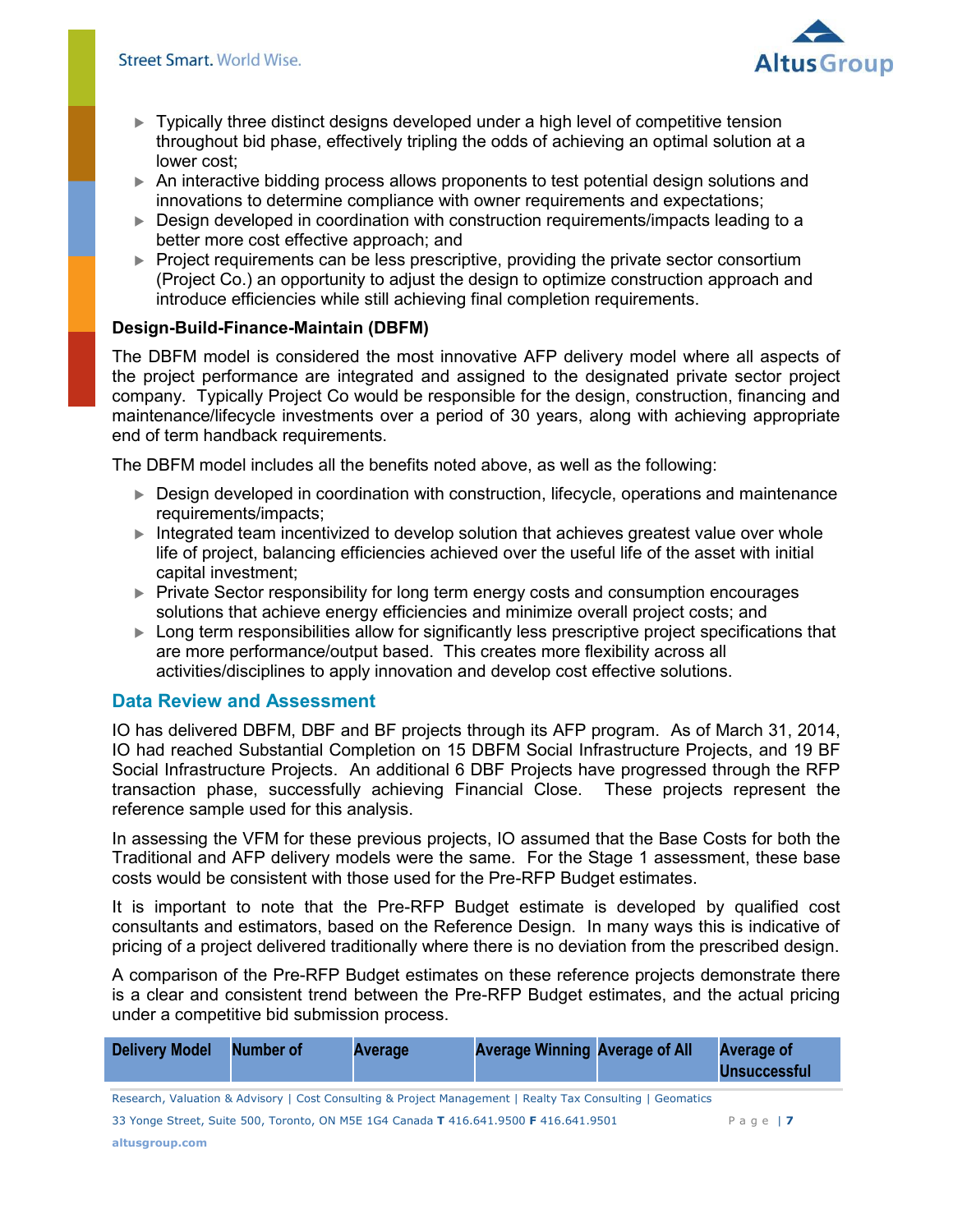- Typically three distinct designs developed under a high level of competitive tension throughout bid phase, effectively tripling the odds of achieving an optimal solution at a lower cost;
- An interactive bidding process allows proponents to test potential design solutions and innovations to determine compliance with owner requirements and expectations;
- Design developed in coordination with construction requirements/impacts leading to a better more cost effective approach; and
- Project requirements can be less prescriptive, providing the private sector consortium (Project Co.) an opportunity to adjust the design to optimize construction approach and introduce efficiencies while still achieving final completion requirements.

**Design-Build-Finance-Maintain (DBFM)**

The DBFM model is considered the most innovative AFP delivery model where all aspects of the project performance are integrated and assigned to the designated private sector project company. Typically Project Co would be responsible for the design, construction, financing and maintenance/lifecycle investments over a period of 30 years, along with achieving appropriate end of term handback requirements.

The DBFM model includes all the benefits noted above, as well as the following:

- Design developed in coordination with construction, lifecycle, operations and maintenance requirements/impacts;
- Integrated team incentivized to develop solution that achieves greatest value over whole life of project, balancing efficiencies achieved over the useful life of the asset with initial capital investment;
- Private Sector responsibility for long term energy costs and consumption encourages solutions that achieve energy efficiencies and minimize overall project costs; and
- Long term responsibilities allow for significantly less prescriptive project specifications that are more performance/output based. This creates more flexibility across all activities/disciplines to apply innovation and develop cost effective solutions.

## Data Review and Assessment

IO has delivered DBFM, DBF and BF projects through its AFP program. As of March 31, 2014, IO had reached Substantial Completion on 15 DBFM Social Infrastructure Projects, and 19 BF Social Infrastructure Projects. An additional 6 DBF Projects have progressed through the RFP transaction phase, successfully achieving Financial Close. These projects represent the reference sample used for this analysis.

In assessing the VFM for these previous projects, IO assumed that the Base Costs for both the Traditional and AFP delivery models were the same. For the Stage 1 assessment, these base costs would be consistent with those used for the Pre-RFP Budget estimates.

It is important to note that the Pre-RFP Budget estimate is developed by qualified cost consultants and estimators, based on the Reference Design. In many ways this is indicative of pricing of a project delivered traditionally where there is no deviation from the prescribed design.

A comparison of the Pre-RFP Budget estimates on these reference projects demonstrate there is a clear and consistent trend between the Pre-RFP Budget estimates, and the actual pricing under a competitive bid submission process.

| Delivery Model | Number of | Average | Average Winning | Average of All | Average of Unsuccessful |
|---|---|---|---|---|---|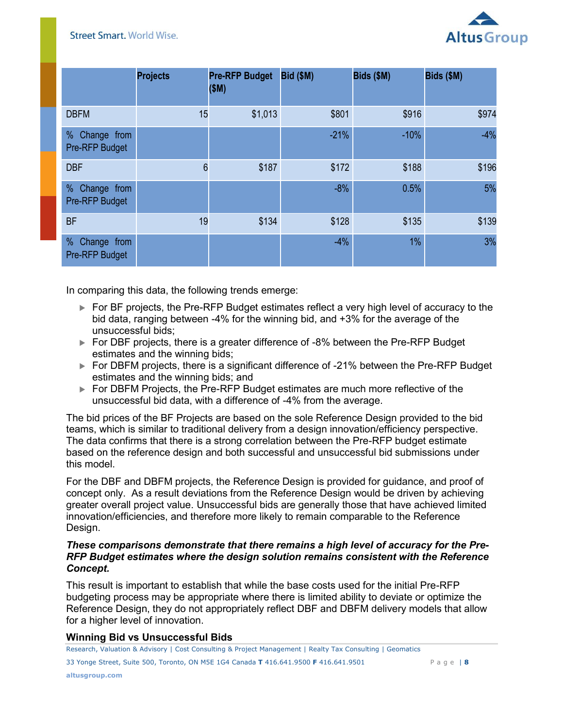| | Projects | Pre-RFP Budget ($M) | Bid ($M) | Bids ($M) | Bids ($M) |
|---|---|---|---|---|---|
| DBFM | 15 | $1,013 | $801 | $916 | $974 |
| % Change from Pre-RFP Budget | | | -21% | -10% | -4% |
| DBF | 6 | $187 | $172 | $188 | $196 |
| % Change from Pre-RFP Budget | | | -8% | 0.5% | 5% |
| BF | 19 | $134 | $128 | $135 | $139 |
| % Change from Pre-RFP Budget | | | -4% | 1% | 3% |

In comparing this data, the following trends emerge:

- For BF projects, the Pre-RFP Budget estimates reflect a very high level of accuracy to the bid data, ranging between -4% for the winning bid, and +3% for the average of the unsuccessful bids;
- For DBF projects, there is a greater difference of -8% between the Pre-RFP Budget estimates and the winning bids;
- For DBFM projects, there is a significant difference of -21% between the Pre-RFP Budget estimates and the winning bids; and
- For DBFM Projects, the Pre-RFP Budget estimates are much more reflective of the unsuccessful bid data, with a difference of -4% from the average.

The bid prices of the BF Projects are based on the sole Reference Design provided to the bid teams, which is similar to traditional delivery from a design innovation/efficiency perspective. The data confirms that there is a strong correlation between the Pre-RFP budget estimate based on the reference design and both successful and unsuccessful bid submissions under this model.

For the DBF and DBFM projects, the Reference Design is provided for guidance, and proof of concept only. As a result deviations from the Reference Design would be driven by achieving greater overall project value. Unsuccessful bids are generally those that have achieved limited innovation/efficiencies, and therefore more likely to remain comparable to the Reference Design.

***These comparisons demonstrate that there remains a high level of accuracy for the Pre-RFP Budget estimates where the design solution remains consistent with the Reference Concept.***

This result is important to establish that while the base costs used for the initial Pre-RFP budgeting process may be appropriate where there is limited ability to deviate or optimize the Reference Design, they do not appropriately reflect DBF and DBFM delivery models that allow for a higher level of innovation.

### Winning Bid vs Unsuccessful Bids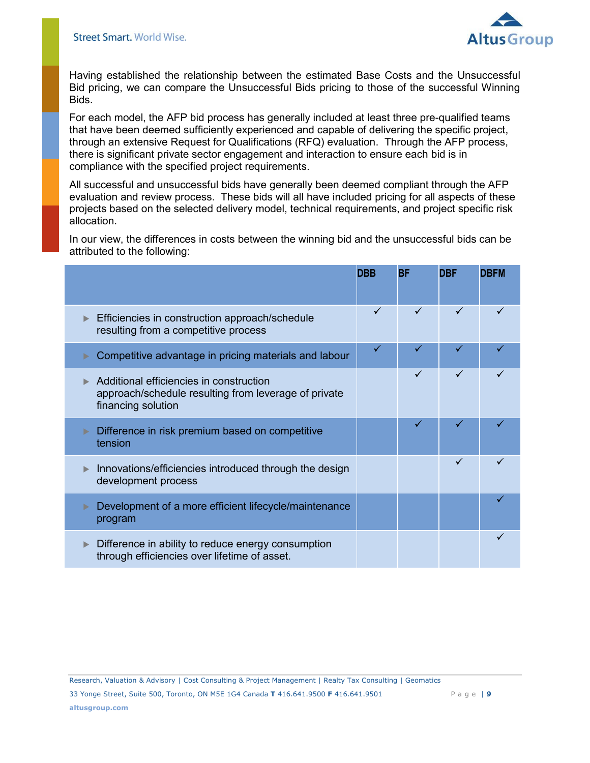Having established the relationship between the estimated Base Costs and the Unsuccessful Bid pricing, we can compare the Unsuccessful Bids pricing to those of the successful Winning Bids.

For each model, the AFP bid process has generally included at least three pre-qualified teams that have been deemed sufficiently experienced and capable of delivering the specific project, through an extensive Request for Qualifications (RFQ) evaluation. Through the AFP process, there is significant private sector engagement and interaction to ensure each bid is in compliance with the specified project requirements.

All successful and unsuccessful bids have generally been deemed compliant through the AFP evaluation and review process. These bids will all have included pricing for all aspects of these projects based on the selected delivery model, technical requirements, and project specific risk allocation.

In our view, the differences in costs between the winning bid and the unsuccessful bids can be attributed to the following:

| | DBB | BF | DBF | DBFM |
|---|---|---|---|---|
| ▶ Efficiencies in construction approach/schedule resulting from a competitive process | ✓ | ✓ | ✓ | ✓ |
| ▶ Competitive advantage in pricing materials and labour | ✓ | ✓ | ✓ | ✓ |
| ▶ Additional efficiencies in construction approach/schedule resulting from leverage of private financing solution | | ✓ | ✓ | ✓ |
| ▶ Difference in risk premium based on competitive tension | | ✓ | ✓ | ✓ |
| ▶ Innovations/efficiencies introduced through the design development process | | | ✓ | ✓ |
| ▶ Development of a more efficient lifecycle/maintenance program | | | | ✓ |
| ▶ Difference in ability to reduce energy consumption through efficiencies over lifetime of asset. | | | | ✓ |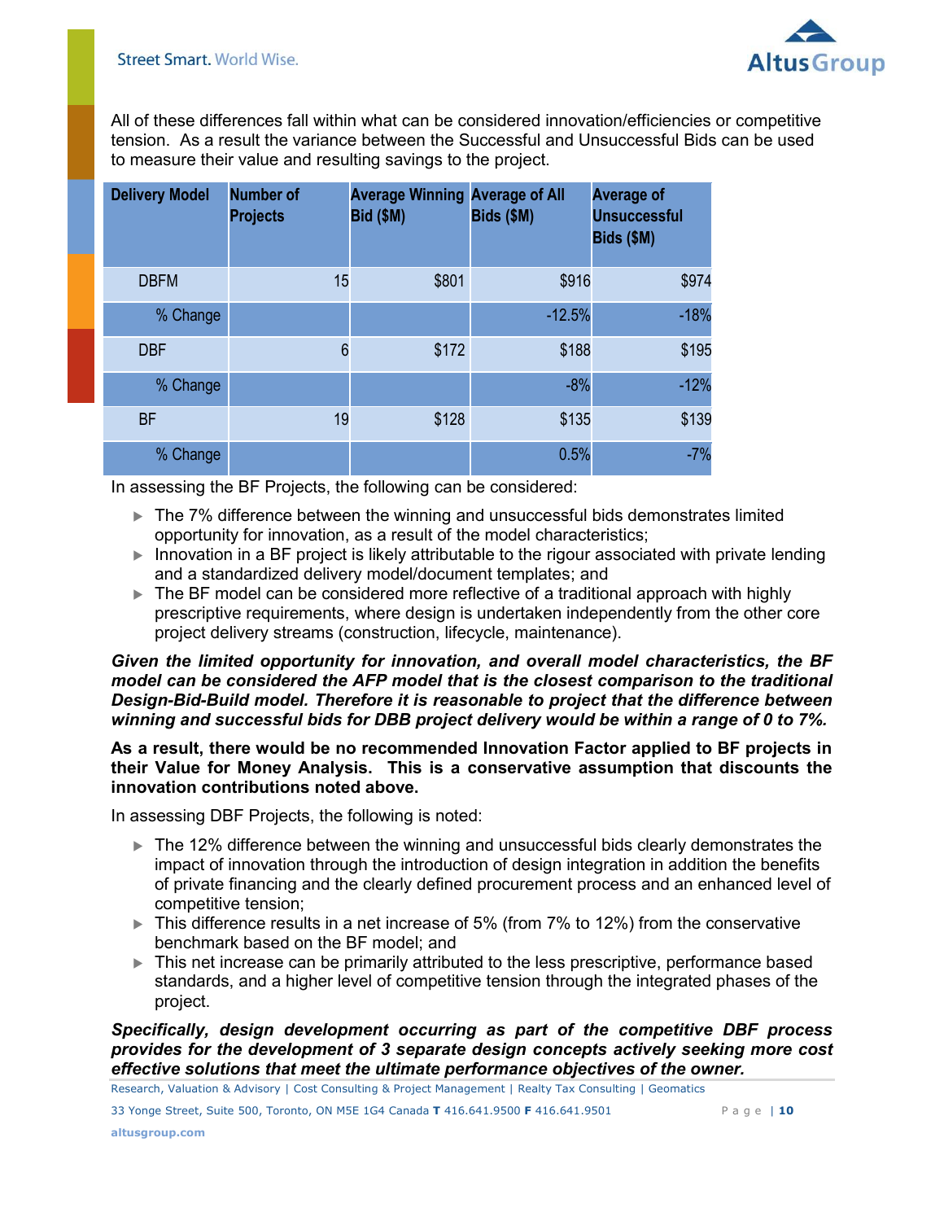All of these differences fall within what can be considered innovation/efficiencies or competitive tension. As a result the variance between the Successful and Unsuccessful Bids can be used to measure their value and resulting savings to the project.

| Delivery Model | Number of Projects | Average Winning Bid ($M) | Average of All Bids ($M) | Average of Unsuccessful Bids ($M) |
|---|---|---|---|---|
| DBFM | 15 | $801 | $916 | $974 |
| % Change | | | -12.5% | -18% |
| DBF | 6 | $172 | $188 | $195 |
| % Change | | | -8% | -12% |
| BF | 19 | $128 | $135 | $139 |
| % Change | | | 0.5% | -7% |

In assessing the BF Projects, the following can be considered:

- The 7% difference between the winning and unsuccessful bids demonstrates limited opportunity for innovation, as a result of the model characteristics;
- Innovation in a BF project is likely attributable to the rigour associated with private lending and a standardized delivery model/document templates; and
- The BF model can be considered more reflective of a traditional approach with highly prescriptive requirements, where design is undertaken independently from the other core project delivery streams (construction, lifecycle, maintenance).

***Given the limited opportunity for innovation, and overall model characteristics, the BF model can be considered the AFP model that is the closest comparison to the traditional Design-Bid-Build model. Therefore it is reasonable to project that the difference between winning and successful bids for DBB project delivery would be within a range of 0 to 7%.***

**As a result, there would be no recommended Innovation Factor applied to BF projects in their Value for Money Analysis. This is a conservative assumption that discounts the innovation contributions noted above.**

In assessing DBF Projects, the following is noted:

- The 12% difference between the winning and unsuccessful bids clearly demonstrates the impact of innovation through the introduction of design integration in addition the benefits of private financing and the clearly defined procurement process and an enhanced level of competitive tension;
- This difference results in a net increase of 5% (from 7% to 12%) from the conservative benchmark based on the BF model; and
- This net increase can be primarily attributed to the less prescriptive, performance based standards, and a higher level of competitive tension through the integrated phases of the project.

***Specifically, design development occurring as part of the competitive DBF process provides for the development of 3 separate design concepts actively seeking more cost effective solutions that meet the ultimate performance objectives of the owner.***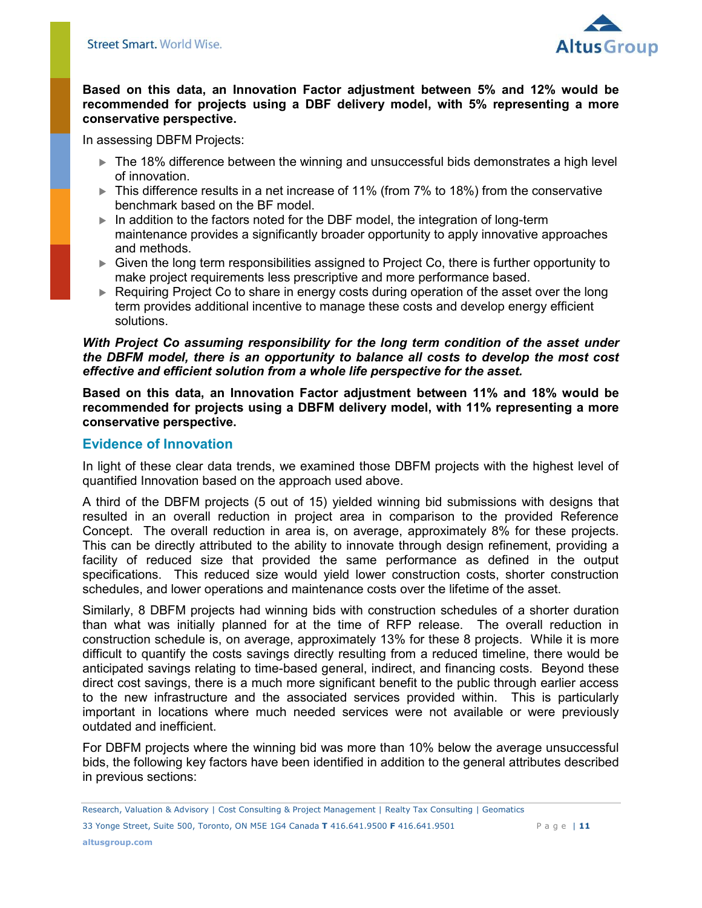**Based on this data, an Innovation Factor adjustment between 5% and 12% would be recommended for projects using a DBF delivery model, with 5% representing a more conservative perspective.**

In assessing DBFM Projects:

- The 18% difference between the winning and unsuccessful bids demonstrates a high level of innovation.
- This difference results in a net increase of 11% (from 7% to 18%) from the conservative benchmark based on the BF model.
- In addition to the factors noted for the DBF model, the integration of long-term maintenance provides a significantly broader opportunity to apply innovative approaches and methods.
- Given the long term responsibilities assigned to Project Co, there is further opportunity to make project requirements less prescriptive and more performance based.
- Requiring Project Co to share in energy costs during operation of the asset over the long term provides additional incentive to manage these costs and develop energy efficient solutions.

***With Project Co assuming responsibility for the long term condition of the asset under the DBFM model, there is an opportunity to balance all costs to develop the most cost effective and efficient solution from a whole life perspective for the asset.***

**Based on this data, an Innovation Factor adjustment between 11% and 18% would be recommended for projects using a DBFM delivery model, with 11% representing a more conservative perspective.**

## Evidence of Innovation

In light of these clear data trends, we examined those DBFM projects with the highest level of quantified Innovation based on the approach used above.

A third of the DBFM projects (5 out of 15) yielded winning bid submissions with designs that resulted in an overall reduction in project area in comparison to the provided Reference Concept. The overall reduction in area is, on average, approximately 8% for these projects. This can be directly attributed to the ability to innovate through design refinement, providing a facility of reduced size that provided the same performance as defined in the output specifications. This reduced size would yield lower construction costs, shorter construction schedules, and lower operations and maintenance costs over the lifetime of the asset.

Similarly, 8 DBFM projects had winning bids with construction schedules of a shorter duration than what was initially planned for at the time of RFP release. The overall reduction in construction schedule is, on average, approximately 13% for these 8 projects. While it is more difficult to quantify the costs savings directly resulting from a reduced timeline, there would be anticipated savings relating to time-based general, indirect, and financing costs. Beyond these direct cost savings, there is a much more significant benefit to the public through earlier access to the new infrastructure and the associated services provided within. This is particularly important in locations where much needed services were not available or were previously outdated and inefficient.

For DBFM projects where the winning bid was more than 10% below the average unsuccessful bids, the following key factors have been identified in addition to the general attributes described in previous sections: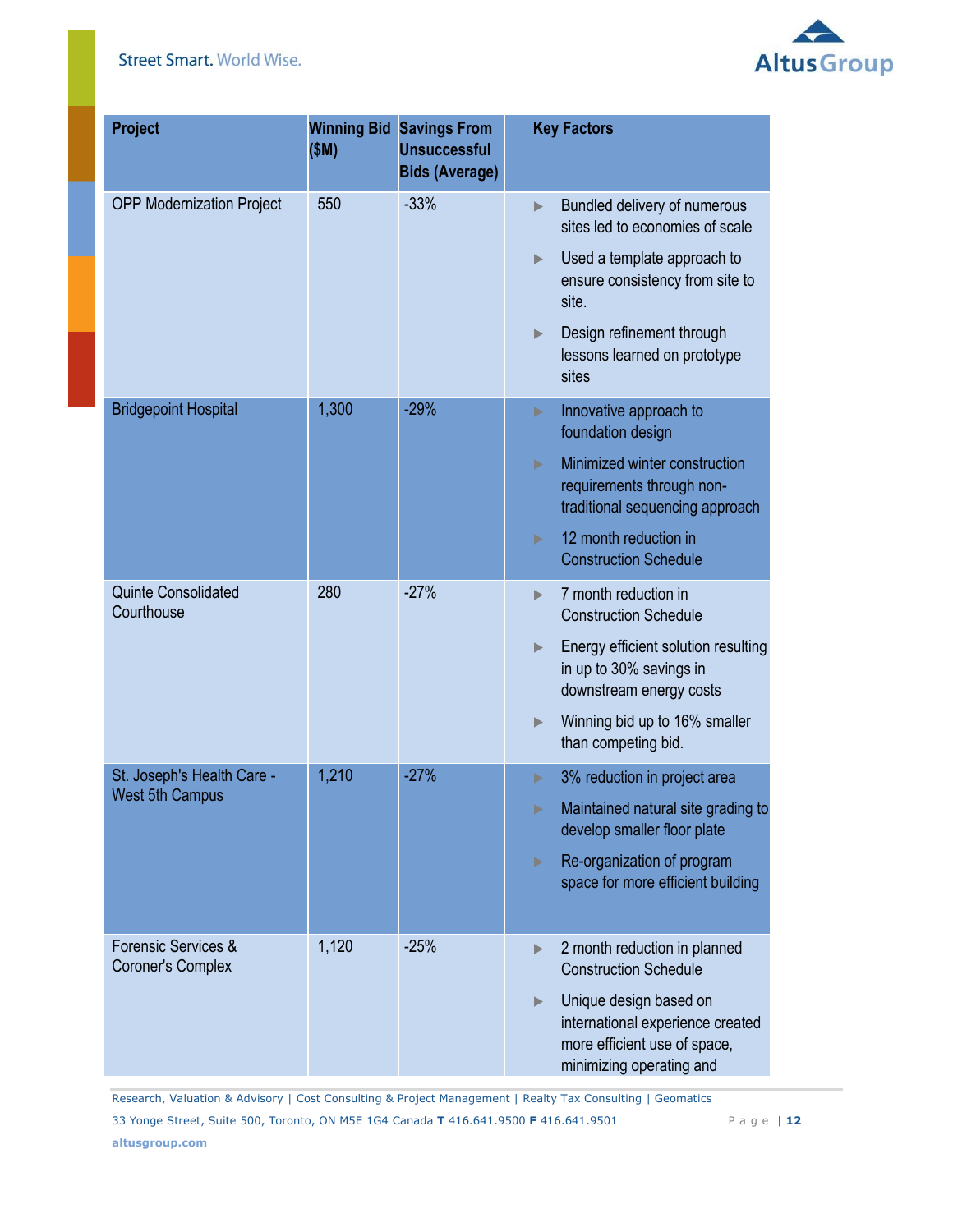| Project | Winning Bid ($M) | Savings From Unsuccessful Bids (Average) | Key Factors |
|---|---|---|---|
| OPP Modernization Project | 550 | -33% | ▶ Bundled delivery of numerous sites led to economies of scale<br>▶ Used a template approach to ensure consistency from site to site.<br>▶ Design refinement through lessons learned on prototype sites |
| Bridgepoint Hospital | 1,300 | -29% | ▶ Innovative approach to foundation design<br>▶ Minimized winter construction requirements through non-traditional sequencing approach<br>▶ 12 month reduction in Construction Schedule |
| Quinte Consolidated Courthouse | 280 | -27% | ▶ 7 month reduction in Construction Schedule<br>▶ Energy efficient solution resulting in up to 30% savings in downstream energy costs<br>▶ Winning bid up to 16% smaller than competing bid. |
| St. Joseph's Health Care - West 5th Campus | 1,210 | -27% | ▶ 3% reduction in project area<br>▶ Maintained natural site grading to develop smaller floor plate<br>▶ Re-organization of program space for more efficient building |
| Forensic Services & Coroner's Complex | 1,120 | -25% | ▶ 2 month reduction in planned Construction Schedule<br>▶ Unique design based on international experience created more efficient use of space, minimizing operating and |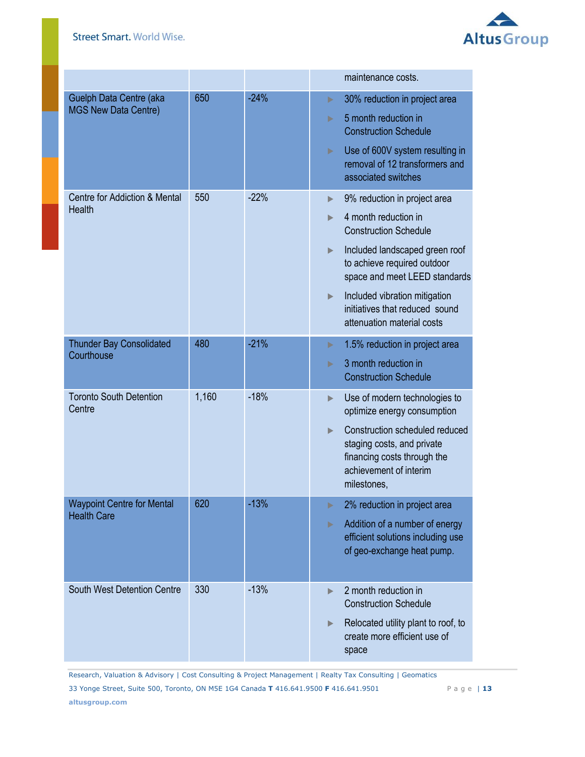| | | | |
|---|---|---|---|
| | | | maintenance costs. |
| Guelph Data Centre (aka MGS New Data Centre) | 650 | -24% | ▶ 30% reduction in project area<br>▶ 5 month reduction in Construction Schedule<br>▶ Use of 600V system resulting in removal of 12 transformers and associated switches |
| Centre for Addiction & Mental Health | 550 | -22% | ▶ 9% reduction in project area<br>▶ 4 month reduction in Construction Schedule<br>▶ Included landscaped green roof to achieve required outdoor space and meet LEED standards<br>▶ Included vibration mitigation initiatives that reduced sound attenuation material costs |
| Thunder Bay Consolidated Courthouse | 480 | -21% | ▶ 1.5% reduction in project area<br>▶ 3 month reduction in Construction Schedule |
| Toronto South Detention Centre | 1,160 | -18% | ▶ Use of modern technologies to optimize energy consumption<br>▶ Construction scheduled reduced staging costs, and private financing costs through the achievement of interim milestones, |
| Waypoint Centre for Mental Health Care | 620 | -13% | ▶ 2% reduction in project area<br>▶ Addition of a number of energy efficient solutions including use of geo-exchange heat pump. |
| South West Detention Centre | 330 | -13% | ▶ 2 month reduction in Construction Schedule<br>▶ Relocated utility plant to roof, to create more efficient use of space |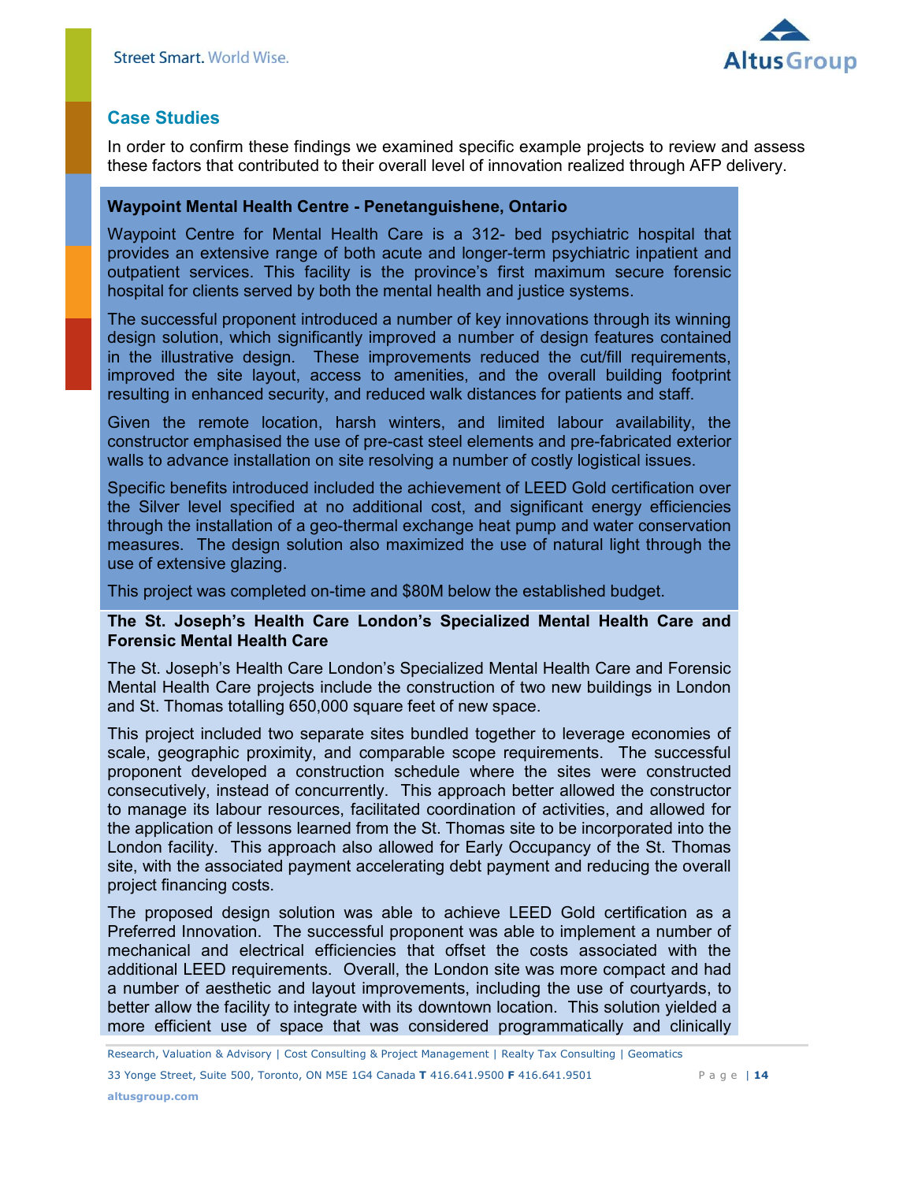## Case Studies

In order to confirm these findings we examined specific example projects to review and assess these factors that contributed to their overall level of innovation realized through AFP delivery.

**Waypoint Mental Health Centre - Penetanguishene, Ontario**

Waypoint Centre for Mental Health Care is a 312- bed psychiatric hospital that provides an extensive range of both acute and longer-term psychiatric inpatient and outpatient services. This facility is the province's first maximum secure forensic hospital for clients served by both the mental health and justice systems.

The successful proponent introduced a number of key innovations through its winning design solution, which significantly improved a number of design features contained in the illustrative design. These improvements reduced the cut/fill requirements, improved the site layout, access to amenities, and the overall building footprint resulting in enhanced security, and reduced walk distances for patients and staff.

Given the remote location, harsh winters, and limited labour availability, the constructor emphasised the use of pre-cast steel elements and pre-fabricated exterior walls to advance installation on site resolving a number of costly logistical issues.

Specific benefits introduced included the achievement of LEED Gold certification over the Silver level specified at no additional cost, and significant energy efficiencies through the installation of a geo-thermal exchange heat pump and water conservation measures. The design solution also maximized the use of natural light through the use of extensive glazing.

This project was completed on-time and $80M below the established budget.

**The St. Joseph's Health Care London's Specialized Mental Health Care and Forensic Mental Health Care**

The St. Joseph's Health Care London's Specialized Mental Health Care and Forensic Mental Health Care projects include the construction of two new buildings in London and St. Thomas totalling 650,000 square feet of new space.

This project included two separate sites bundled together to leverage economies of scale, geographic proximity, and comparable scope requirements. The successful proponent developed a construction schedule where the sites were constructed consecutively, instead of concurrently. This approach better allowed the constructor to manage its labour resources, facilitated coordination of activities, and allowed for the application of lessons learned from the St. Thomas site to be incorporated into the London facility. This approach also allowed for Early Occupancy of the St. Thomas site, with the associated payment accelerating debt payment and reducing the overall project financing costs.

The proposed design solution was able to achieve LEED Gold certification as a Preferred Innovation. The successful proponent was able to implement a number of mechanical and electrical efficiencies that offset the costs associated with the additional LEED requirements. Overall, the London site was more compact and had a number of aesthetic and layout improvements, including the use of courtyards, to better allow the facility to integrate with its downtown location. This solution yielded a more efficient use of space that was considered programmatically and clinically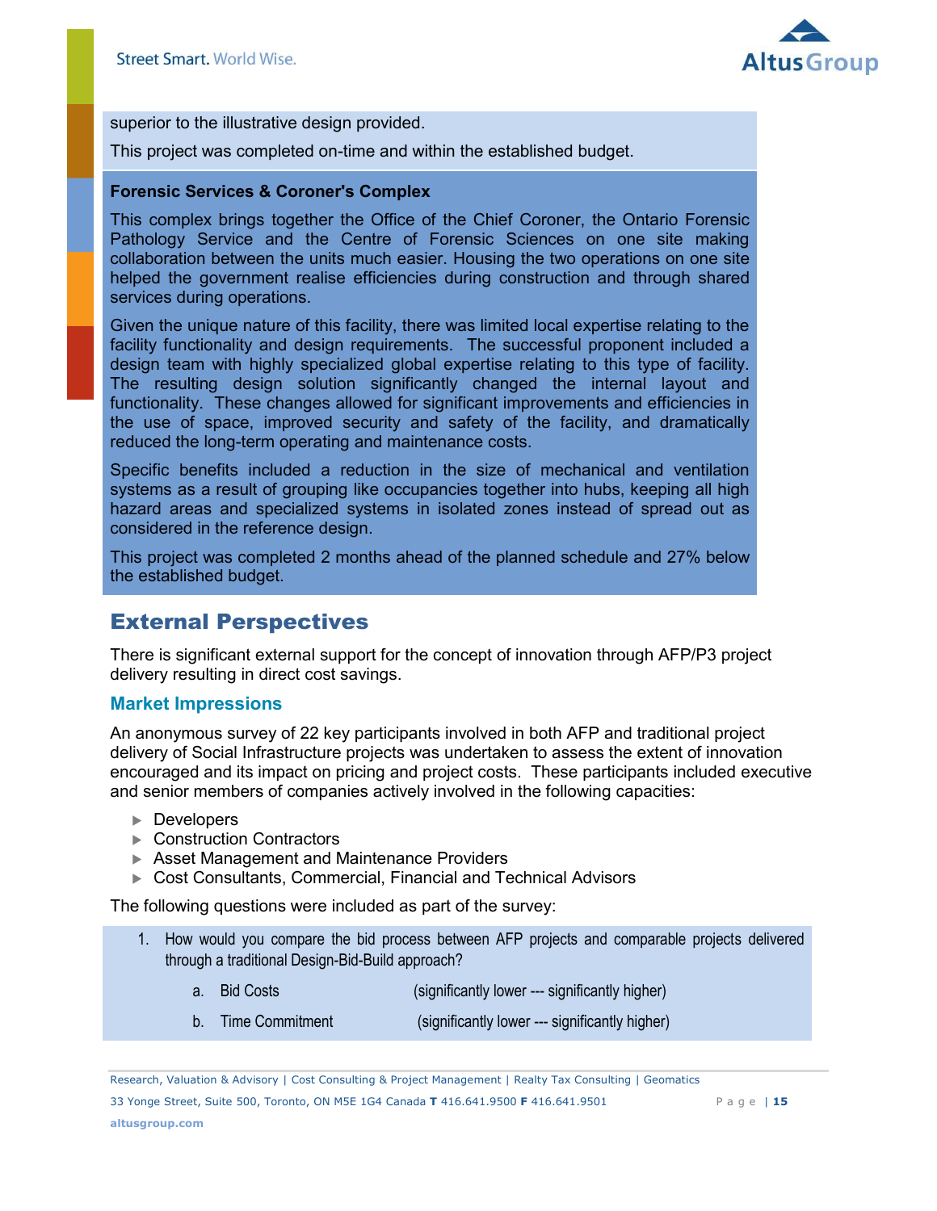superior to the illustrative design provided.

This project was completed on-time and within the established budget.

**Forensic Services & Coroner's Complex**

This complex brings together the Office of the Chief Coroner, the Ontario Forensic Pathology Service and the Centre of Forensic Sciences on one site making collaboration between the units much easier. Housing the two operations on one site helped the government realise efficiencies during construction and through shared services during operations.

Given the unique nature of this facility, there was limited local expertise relating to the facility functionality and design requirements. The successful proponent included a design team with highly specialized global expertise relating to this type of facility. The resulting design solution significantly changed the internal layout and functionality. These changes allowed for significant improvements and efficiencies in the use of space, improved security and safety of the facility, and dramatically reduced the long-term operating and maintenance costs.

Specific benefits included a reduction in the size of mechanical and ventilation systems as a result of grouping like occupancies together into hubs, keeping all high hazard areas and specialized systems in isolated zones instead of spread out as considered in the reference design.

This project was completed 2 months ahead of the planned schedule and 27% below the established budget.

## External Perspectives

There is significant external support for the concept of innovation through AFP/P3 project delivery resulting in direct cost savings.

### Market Impressions

An anonymous survey of 22 key participants involved in both AFP and traditional project delivery of Social Infrastructure projects was undertaken to assess the extent of innovation encouraged and its impact on pricing and project costs. These participants included executive and senior members of companies actively involved in the following capacities:

- Developers
- Construction Contractors
- Asset Management and Maintenance Providers
- Cost Consultants, Commercial, Financial and Technical Advisors

The following questions were included as part of the survey:

1. How would you compare the bid process between AFP projects and comparable projects delivered through a traditional Design-Bid-Build approach?
   a. Bid Costs (significantly lower --- significantly higher)
   b. Time Commitment (significantly lower --- significantly higher)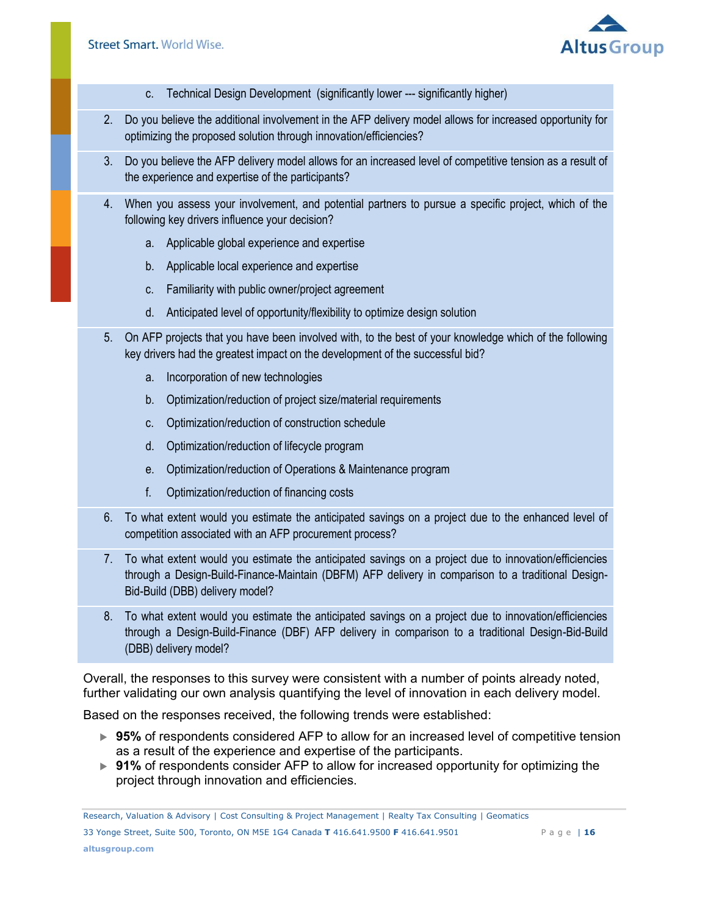c. Technical Design Development (significantly lower --- significantly higher)

2. Do you believe the additional involvement in the AFP delivery model allows for increased opportunity for optimizing the proposed solution through innovation/efficiencies?
3. Do you believe the AFP delivery model allows for an increased level of competitive tension as a result of the experience and expertise of the participants?
4. When you assess your involvement, and potential partners to pursue a specific project, which of the following key drivers influence your decision?
   a. Applicable global experience and expertise
   b. Applicable local experience and expertise
   c. Familiarity with public owner/project agreement
   d. Anticipated level of opportunity/flexibility to optimize design solution
5. On AFP projects that you have been involved with, to the best of your knowledge which of the following key drivers had the greatest impact on the development of the successful bid?
   a. Incorporation of new technologies
   b. Optimization/reduction of project size/material requirements
   c. Optimization/reduction of construction schedule
   d. Optimization/reduction of lifecycle program
   e. Optimization/reduction of Operations & Maintenance program
   f. Optimization/reduction of financing costs
6. To what extent would you estimate the anticipated savings on a project due to the enhanced level of competition associated with an AFP procurement process?
7. To what extent would you estimate the anticipated savings on a project due to innovation/efficiencies through a Design-Build-Finance-Maintain (DBFM) AFP delivery in comparison to a traditional Design-Bid-Build (DBB) delivery model?
8. To what extent would you estimate the anticipated savings on a project due to innovation/efficiencies through a Design-Build-Finance (DBF) AFP delivery in comparison to a traditional Design-Bid-Build (DBB) delivery model?

Overall, the responses to this survey were consistent with a number of points already noted, further validating our own analysis quantifying the level of innovation in each delivery model.

Based on the responses received, the following trends were established:

- **95%** of respondents considered AFP to allow for an increased level of competitive tension as a result of the experience and expertise of the participants.
- **91%** of respondents consider AFP to allow for increased opportunity for optimizing the project through innovation and efficiencies.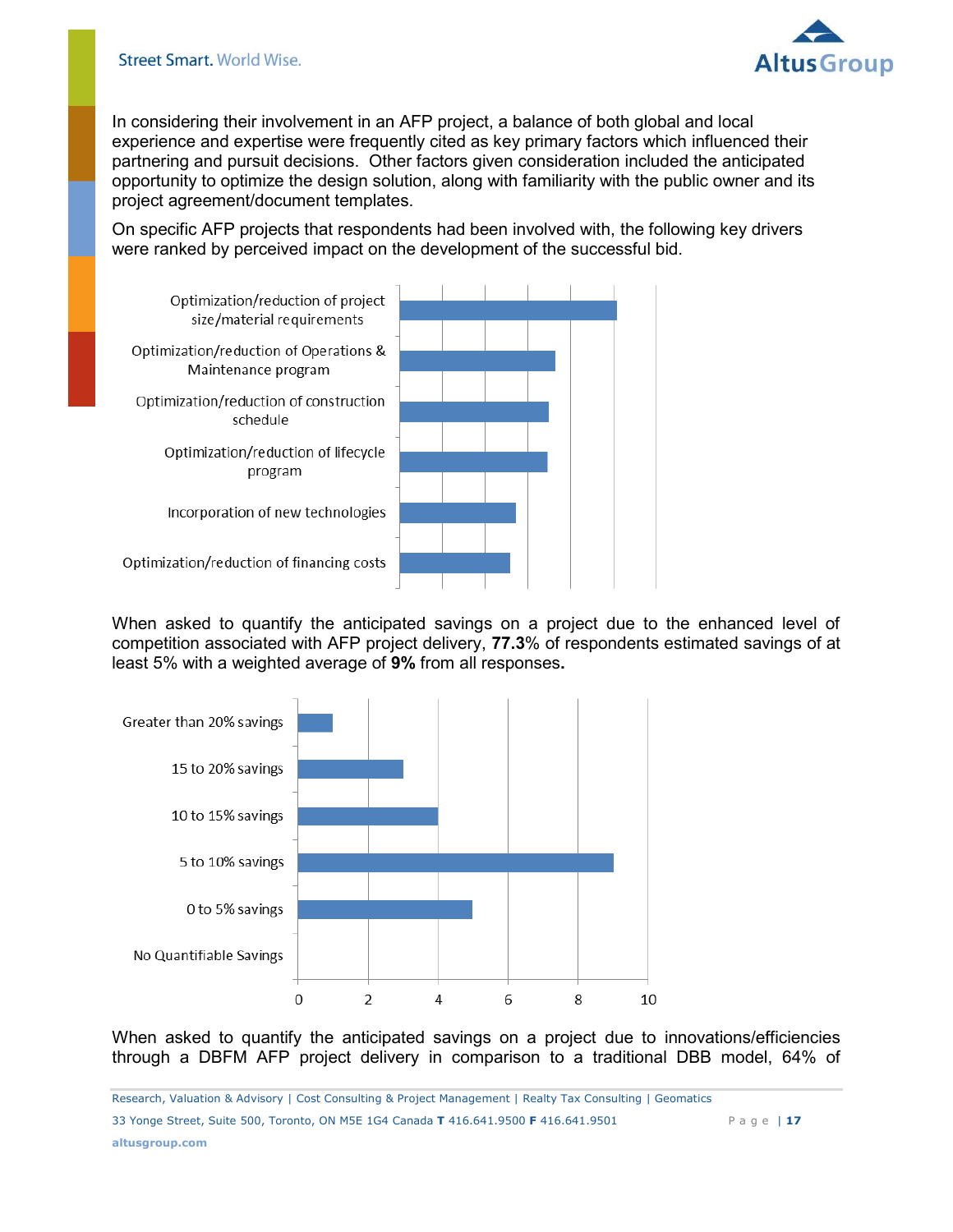In considering their involvement in an AFP project, a balance of both global and local experience and expertise were frequently cited as key primary factors which influenced their partnering and pursuit decisions. Other factors given consideration included the anticipated opportunity to optimize the design solution, along with familiarity with the public owner and its project agreement/document templates.

On specific AFP projects that respondents had been involved with, the following key drivers were ranked by perceived impact on the development of the successful bid.

- Optimization/reduction of project size/material requirements
- Optimization/reduction of Operations & Maintenance program
- Optimization/reduction of construction schedule
- Optimization/reduction of lifecycle program
- Incorporation of new technologies
- Optimization/reduction of financing costs

When asked to quantify the anticipated savings on a project due to the enhanced level of competition associated with AFP project delivery, **77.3**% of respondents estimated savings of at least 5% with a weighted average of **9%** from all responses**.**

| Savings | Responses |
| --- | --- |
| Greater than 20% savings | 1 |
| 15 to 20% savings | 3 |
| 10 to 15% savings | 4 |
| 5 to 10% savings | 9 |
| 0 to 5% savings | 5 |
| No Quantifiable Savings | 0 |

When asked to quantify the anticipated savings on a project due to innovations/efficiencies through a DBFM AFP project delivery in comparison to a traditional DBB model, 64% of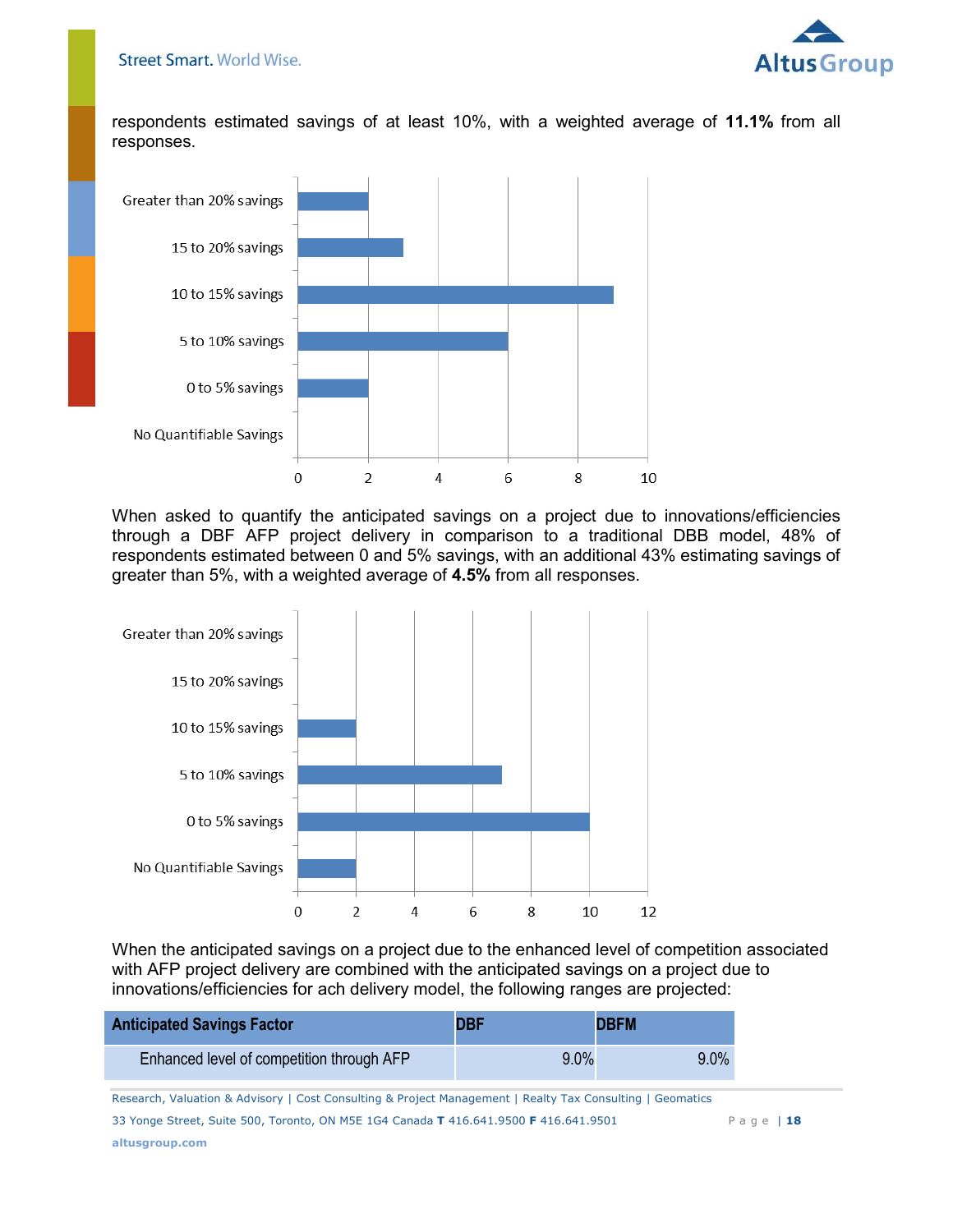respondents estimated savings of at least 10%, with a weighted average of **11.1%** from all responses.

| Savings | Responses |
|---|---|
| Greater than 20% savings | 2 |
| 15 to 20% savings | 3 |
| 10 to 15% savings | 9 |
| 5 to 10% savings | 6 |
| 0 to 5% savings | 2 |
| No Quantifiable Savings | 0 |

When asked to quantify the anticipated savings on a project due to innovations/efficiencies through a DBF AFP project delivery in comparison to a traditional DBB model, 48% of respondents estimated between 0 and 5% savings, with an additional 43% estimating savings of greater than 5%, with a weighted average of **4.5%** from all responses.

| Savings | Responses |
|---|---|
| Greater than 20% savings | 0 |
| 15 to 20% savings | 0 |
| 10 to 15% savings | 2 |
| 5 to 10% savings | 7 |
| 0 to 5% savings | 10 |
| No Quantifiable Savings | 2 |

When the anticipated savings on a project due to the enhanced level of competition associated with AFP project delivery are combined with the anticipated savings on a project due to innovations/efficiencies for ach delivery model, the following ranges are projected:

| Anticipated Savings Factor | DBF | DBFM |
|---|---|---|
| Enhanced level of competition through AFP | 9.0% | 9.0% |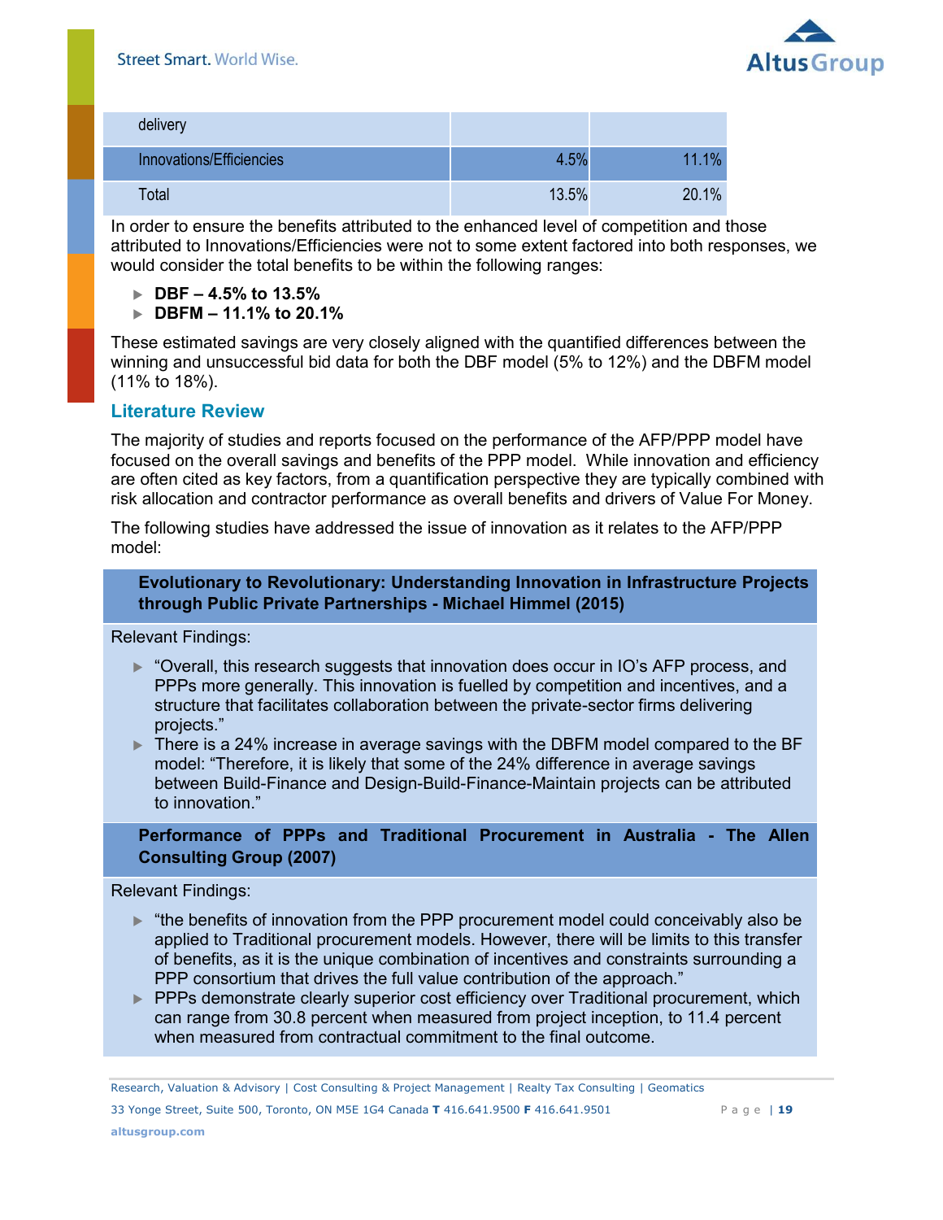| delivery | | |
|---|---|---|
| Innovations/Efficiencies | 4.5% | 11.1% |
| Total | 13.5% | 20.1% |

In order to ensure the benefits attributed to the enhanced level of competition and those attributed to Innovations/Efficiencies were not to some extent factored into both responses, we would consider the total benefits to be within the following ranges:

- **DBF – 4.5% to 13.5%**
- **DBFM – 11.1% to 20.1%**

These estimated savings are very closely aligned with the quantified differences between the winning and unsuccessful bid data for both the DBF model (5% to 12%) and the DBFM model (11% to 18%).

## Literature Review

The majority of studies and reports focused on the performance of the AFP/PPP model have focused on the overall savings and benefits of the PPP model. While innovation and efficiency are often cited as key factors, from a quantification perspective they are typically combined with risk allocation and contractor performance as overall benefits and drivers of Value For Money.

The following studies have addressed the issue of innovation as it relates to the AFP/PPP model:

**Evolutionary to Revolutionary: Understanding Innovation in Infrastructure Projects through Public Private Partnerships - Michael Himmel (2015)**

Relevant Findings:

- "Overall, this research suggests that innovation does occur in IO's AFP process, and PPPs more generally. This innovation is fuelled by competition and incentives, and a structure that facilitates collaboration between the private-sector firms delivering projects."
- There is a 24% increase in average savings with the DBFM model compared to the BF model: "Therefore, it is likely that some of the 24% difference in average savings between Build-Finance and Design-Build-Finance-Maintain projects can be attributed to innovation."

**Performance of PPPs and Traditional Procurement in Australia - The Allen Consulting Group (2007)**

Relevant Findings:

- "the benefits of innovation from the PPP procurement model could conceivably also be applied to Traditional procurement models. However, there will be limits to this transfer of benefits, as it is the unique combination of incentives and constraints surrounding a PPP consortium that drives the full value contribution of the approach."
- PPPs demonstrate clearly superior cost efficiency over Traditional procurement, which can range from 30.8 percent when measured from project inception, to 11.4 percent when measured from contractual commitment to the final outcome.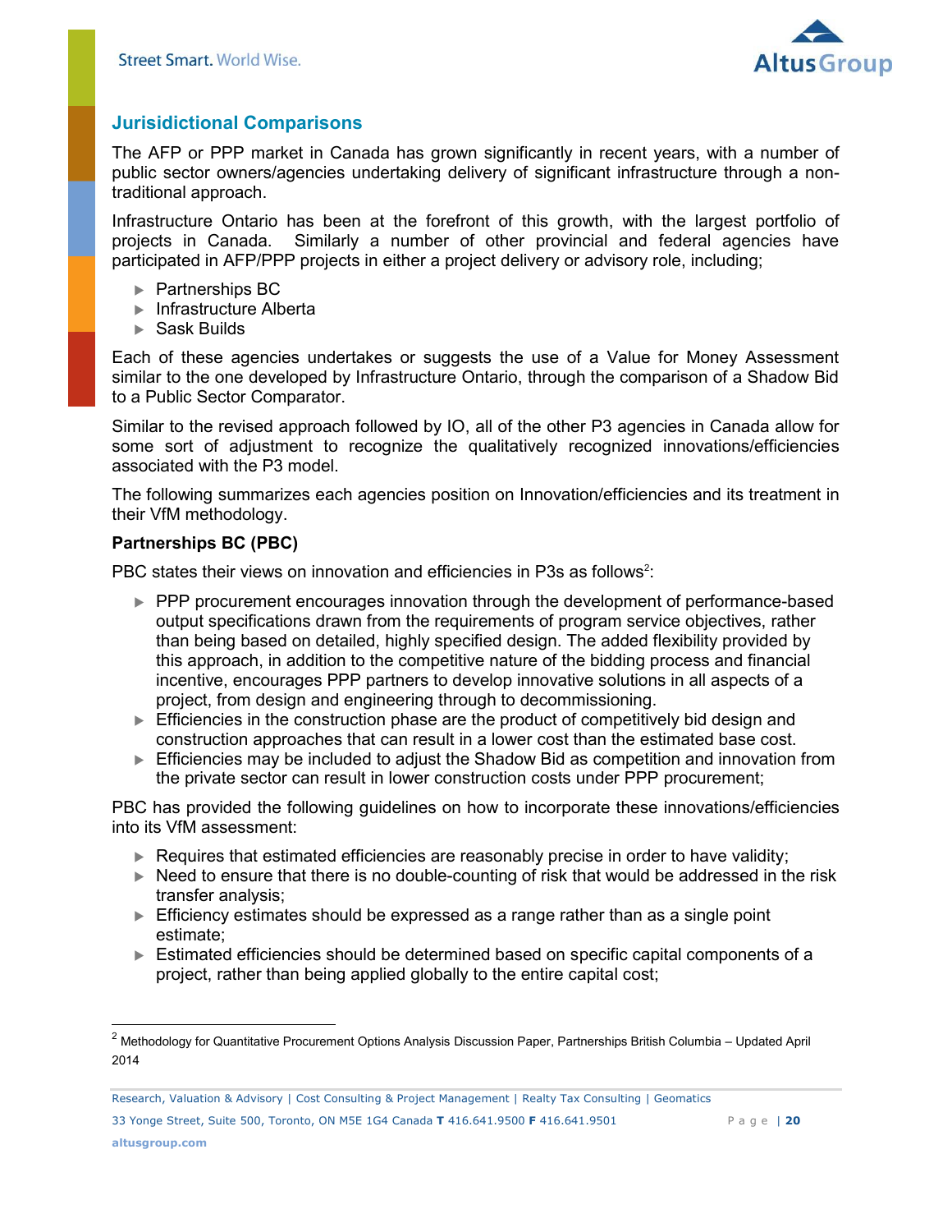## Jurisidictional Comparisons

The AFP or PPP market in Canada has grown significantly in recent years, with a number of public sector owners/agencies undertaking delivery of significant infrastructure through a non-traditional approach.

Infrastructure Ontario has been at the forefront of this growth, with the largest portfolio of projects in Canada. Similarly a number of other provincial and federal agencies have participated in AFP/PPP projects in either a project delivery or advisory role, including;

- Partnerships BC
- Infrastructure Alberta
- Sask Builds

Each of these agencies undertakes or suggests the use of a Value for Money Assessment similar to the one developed by Infrastructure Ontario, through the comparison of a Shadow Bid to a Public Sector Comparator.

Similar to the revised approach followed by IO, all of the other P3 agencies in Canada allow for some sort of adjustment to recognize the qualitatively recognized innovations/efficiencies associated with the P3 model.

The following summarizes each agencies position on Innovation/efficiencies and its treatment in their VfM methodology.

### Partnerships BC (PBC)

PBC states their views on innovation and efficiencies in P3s as follows[2]:

- PPP procurement encourages innovation through the development of performance-based output specifications drawn from the requirements of program service objectives, rather than being based on detailed, highly specified design. The added flexibility provided by this approach, in addition to the competitive nature of the bidding process and financial incentive, encourages PPP partners to develop innovative solutions in all aspects of a project, from design and engineering through to decommissioning.
- Efficiencies in the construction phase are the product of competitively bid design and construction approaches that can result in a lower cost than the estimated base cost.
- Efficiencies may be included to adjust the Shadow Bid as competition and innovation from the private sector can result in lower construction costs under PPP procurement;

PBC has provided the following guidelines on how to incorporate these innovations/efficiencies into its VfM assessment:

- Requires that estimated efficiencies are reasonably precise in order to have validity;
- Need to ensure that there is no double-counting of risk that would be addressed in the risk transfer analysis;
- Efficiency estimates should be expressed as a range rather than as a single point estimate;
- Estimated efficiencies should be determined based on specific capital components of a project, rather than being applied globally to the entire capital cost;

---

[2] Methodology for Quantitative Procurement Options Analysis Discussion Paper, Partnerships British Columbia – Updated April 2014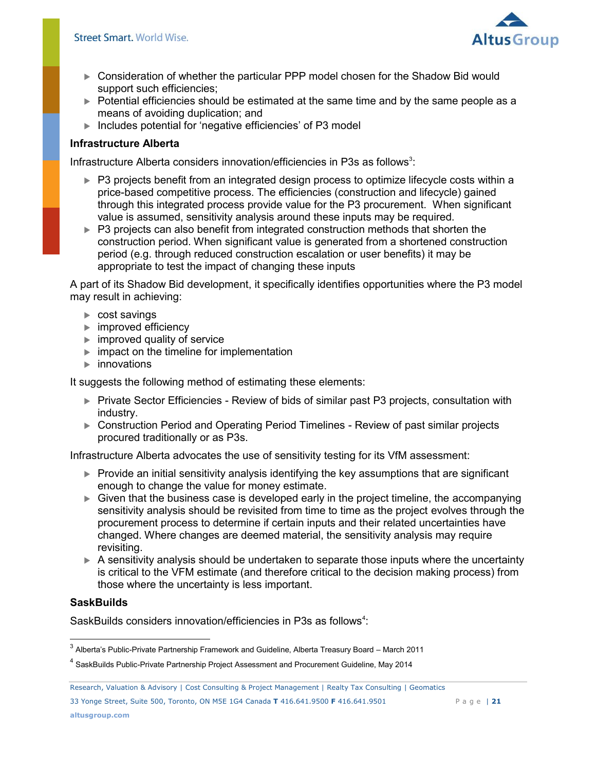- Consideration of whether the particular PPP model chosen for the Shadow Bid would support such efficiencies;
- Potential efficiencies should be estimated at the same time and by the same people as a means of avoiding duplication; and
- Includes potential for 'negative efficiencies' of P3 model

**Infrastructure Alberta**

Infrastructure Alberta considers innovation/efficiencies in P3s as follows[3]:

- P3 projects benefit from an integrated design process to optimize lifecycle costs within a price-based competitive process. The efficiencies (construction and lifecycle) gained through this integrated process provide value for the P3 procurement. When significant value is assumed, sensitivity analysis around these inputs may be required.
- P3 projects can also benefit from integrated construction methods that shorten the construction period. When significant value is generated from a shortened construction period (e.g. through reduced construction escalation or user benefits) it may be appropriate to test the impact of changing these inputs

A part of its Shadow Bid development, it specifically identifies opportunities where the P3 model may result in achieving:

- cost savings
- improved efficiency
- improved quality of service
- impact on the timeline for implementation
- innovations

It suggests the following method of estimating these elements:

- Private Sector Efficiencies - Review of bids of similar past P3 projects, consultation with industry.
- Construction Period and Operating Period Timelines - Review of past similar projects procured traditionally or as P3s.

Infrastructure Alberta advocates the use of sensitivity testing for its VfM assessment:

- Provide an initial sensitivity analysis identifying the key assumptions that are significant enough to change the value for money estimate.
- Given that the business case is developed early in the project timeline, the accompanying sensitivity analysis should be revisited from time to time as the project evolves through the procurement process to determine if certain inputs and their related uncertainties have changed. Where changes are deemed material, the sensitivity analysis may require revisiting.
- A sensitivity analysis should be undertaken to separate those inputs where the uncertainty is critical to the VFM estimate (and therefore critical to the decision making process) from those where the uncertainty is less important.

**SaskBuilds**

SaskBuilds considers innovation/efficiencies in P3s as follows[4]:

---

[3] Alberta's Public-Private Partnership Framework and Guideline, Alberta Treasury Board – March 2011

[4] SaskBuilds Public-Private Partnership Project Assessment and Procurement Guideline, May 2014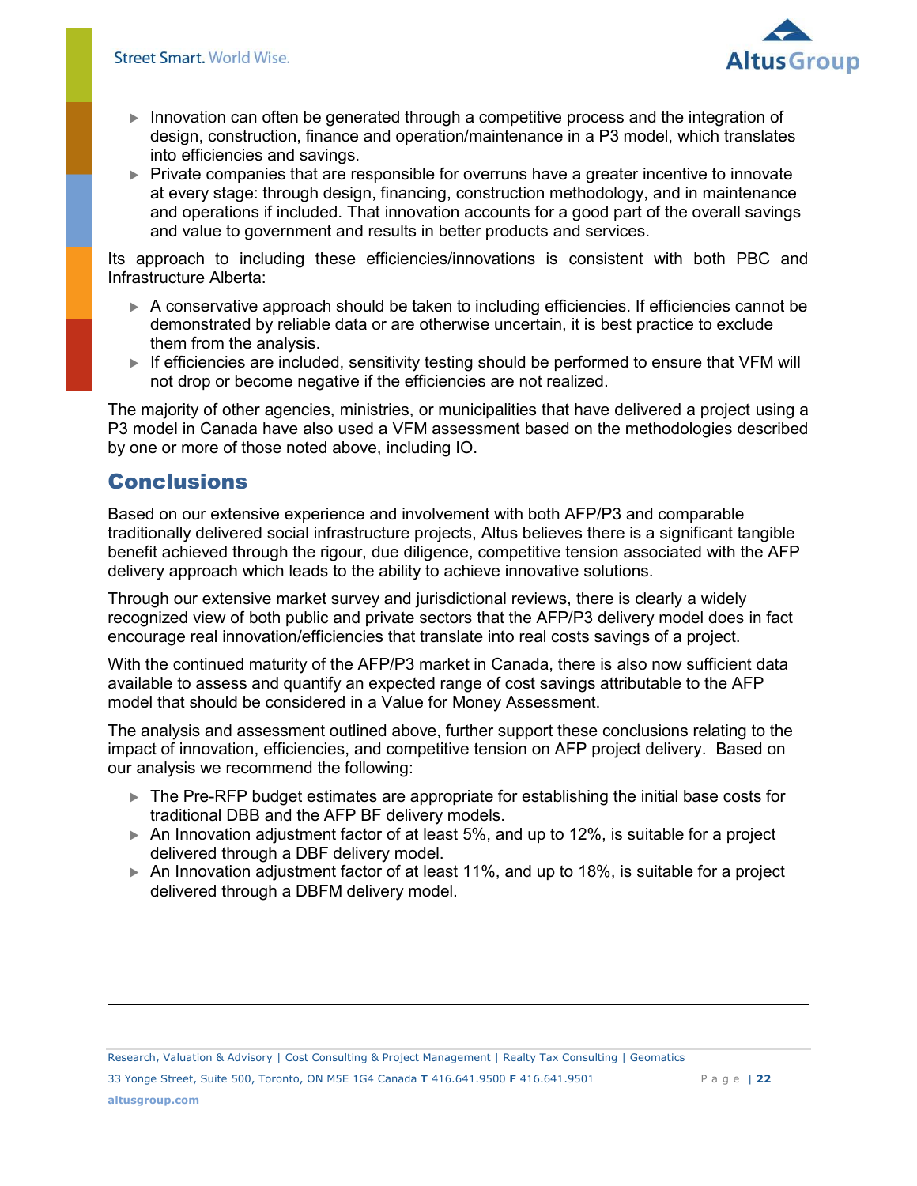- Innovation can often be generated through a competitive process and the integration of design, construction, finance and operation/maintenance in a P3 model, which translates into efficiencies and savings.
- Private companies that are responsible for overruns have a greater incentive to innovate at every stage: through design, financing, construction methodology, and in maintenance and operations if included. That innovation accounts for a good part of the overall savings and value to government and results in better products and services.

Its approach to including these efficiencies/innovations is consistent with both PBC and Infrastructure Alberta:

- A conservative approach should be taken to including efficiencies. If efficiencies cannot be demonstrated by reliable data or are otherwise uncertain, it is best practice to exclude them from the analysis.
- If efficiencies are included, sensitivity testing should be performed to ensure that VFM will not drop or become negative if the efficiencies are not realized.

The majority of other agencies, ministries, or municipalities that have delivered a project using a P3 model in Canada have also used a VFM assessment based on the methodologies described by one or more of those noted above, including IO.

## Conclusions

Based on our extensive experience and involvement with both AFP/P3 and comparable traditionally delivered social infrastructure projects, Altus believes there is a significant tangible benefit achieved through the rigour, due diligence, competitive tension associated with the AFP delivery approach which leads to the ability to achieve innovative solutions.

Through our extensive market survey and jurisdictional reviews, there is clearly a widely recognized view of both public and private sectors that the AFP/P3 delivery model does in fact encourage real innovation/efficiencies that translate into real costs savings of a project.

With the continued maturity of the AFP/P3 market in Canada, there is also now sufficient data available to assess and quantify an expected range of cost savings attributable to the AFP model that should be considered in a Value for Money Assessment.

The analysis and assessment outlined above, further support these conclusions relating to the impact of innovation, efficiencies, and competitive tension on AFP project delivery. Based on our analysis we recommend the following:

- The Pre-RFP budget estimates are appropriate for establishing the initial base costs for traditional DBB and the AFP BF delivery models.
- An Innovation adjustment factor of at least 5%, and up to 12%, is suitable for a project delivered through a DBF delivery model.
- An Innovation adjustment factor of at least 11%, and up to 18%, is suitable for a project delivered through a DBFM delivery model.